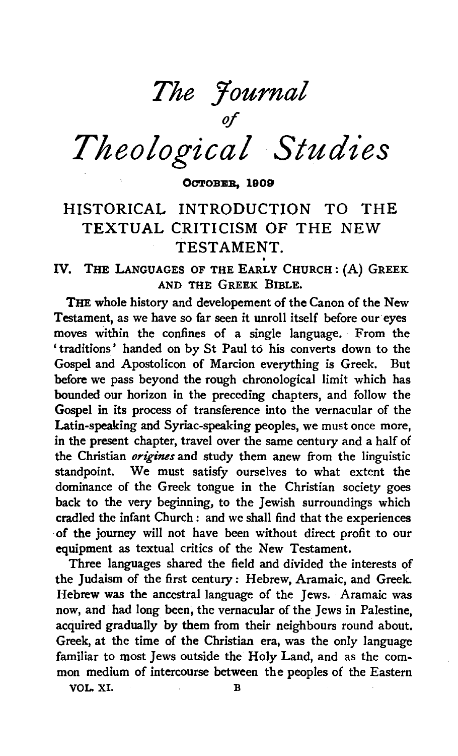# The Journal of Theological Studies

OCTOBER, 1909

## HISTORICAL INTRODUCTION TO THE TEXTUAL CRITICISM OF THE NEW TESTAMENT.

### IV. THE LANGUAGES OF THE EARLY CHURCH: (A) GREEK AND THE GREEK BIBLE.

THE whole history and developement of the Canon of the New Testament, as we have so far seen it unroll itself before our eyes moves within the confines of a single language. From the 'traditions' handed on by St Paul to his converts down to the Gospel and Apostolicon of Marcion everything is Greek. But before we pass beyond the rough chronological limit which has bounded our horizon in the preceding chapters, and follow the Gospel in its process of transference into the vernacular of the Latin-speaking and Syriac-speaking peoples, we must once more, in the present chapter, travel over the same century and a half of the Christian *origines* and study them anew from the linguistic standpoint. We must satisfy ourselves to what extent the dominance of the Greek tongue in the Christian society goes back to the very beginning, to the Jewish surroundings which cradled the infant Church: and we shall find that the experiences of the journey will not have been without direct profit to our equipment as textual critics of the New Testament.

Three languages shared the field and divided the interests of the Judaism of the first century: Hebrew, Aramaic, and Greek. Hebrew was the ancestral language of the Jews. Aramaic was now, and had long been, the vernacular of the Jews in Palestine, acquired gradually by them from their neighbours round about. Greek, at the time of the Christian era, was the only language familiar to most Jews outside the Holy Land, and as the common medium of intercourse between the peoples of the Eastern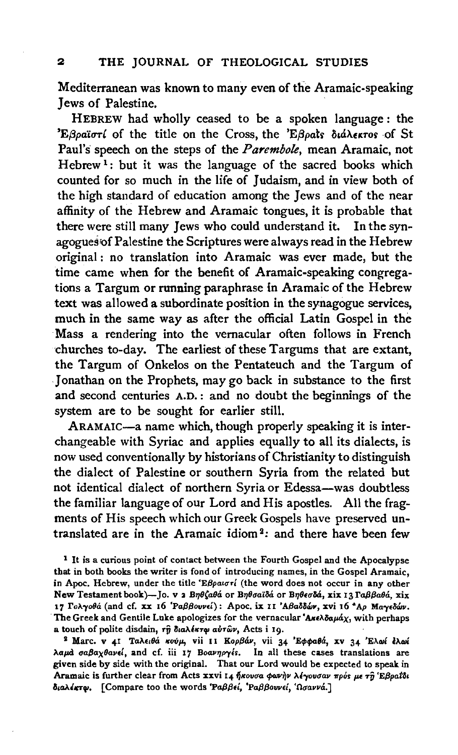Mediterranean was known to many even of the Aramaic-speaking Jews of Palestine.

HEBREW had wholly ceased to be a spoken language: the Ἑβραϊστί of the title on the Cross, the Ἑβραΐς διάλεκτος of St Paul's speech on the steps of the *Parembole*, mean Aramaic, not Hebrew[1]: but it was the language of the sacred books which counted for so much in the life of Judaism, and in view both of the high standard of education among the Jews and of the near affinity of the Hebrew and Aramaic tongues, it is probable that there were still many Jews who could understand it. In the synagogues of Palestine the Scriptures were always read in the Hebrew original: no translation into Aramaic was ever made, but the time came when for the benefit of Aramaic-speaking congregations a Targum or running paraphrase in Aramaic of the Hebrew text was allowed a subordinate position in the synagogue services, much in the same way as after the official Latin Gospel in the Mass a rendering into the vernacular often follows in French churches to-day. The earliest of these Targums that are extant, the Targum of Onkelos on the Pentateuch and the Targum of Jonathan on the Prophets, may go back in substance to the first and second centuries A.D.: and no doubt the beginnings of the system are to be sought for earlier still.

ARAMAIC—a name which, though properly speaking it is interchangeable with Syriac and applies equally to all its dialects, is now used conventionally by historians of Christianity to distinguish the dialect of Palestine or southern Syria from the related but not identical dialect of northern Syria or Edessa—was doubtless the familiar language of our Lord and His apostles. All the fragments of His speech which our Greek Gospels have preserved untranslated are in the Aramaic idiom[2]: and there have been few

[1] It is a curious point of contact between the Fourth Gospel and the Apocalypse that in both books the writer is fond of introducing names, in the Gospel Aramaic, in Apoc. Hebrew, under the title Ἑβραϊστί (the word does not occur in any other New Testament book)—Jo. v 2 Βηθζαθά or Βηθσαϊδά or Βηθεσδά, xix 13 Γαββαθά, xix 17 Γολγοθά (and cf. xx 16 Ῥαββουνεί): Apoc. ix 11 Ἀβαδδών, xvi 16 Ἁρ Μαγεδών. The Greek and Gentile Luke apologizes for the vernacular Ἀκελδαμάχ, with perhaps a touch of polite disdain, τῇ διαλέκτῳ αὐτῶν, Acts i 19.

[2] Marc. v 41 Ταλειθὰ κούμ, vii 11 Κορβάν, vii 34 Ἐφφαθά, xv 34 Ἐλωὶ ἐλωὶ λαμὰ σαβαχθανεί, and cf. iii 17 Βοανηργές. In all these cases translations are given side by side with the original. That our Lord would be expected to speak in Aramaic is further clear from Acts xxvi 14 ἤκουσα φωνὴν λέγουσαν πρός με τῇ Ἑβραΐδι διαλέκτῳ. [Compare too the words Ῥαββεί, Ῥαββουνεί, Ὡσαννά.]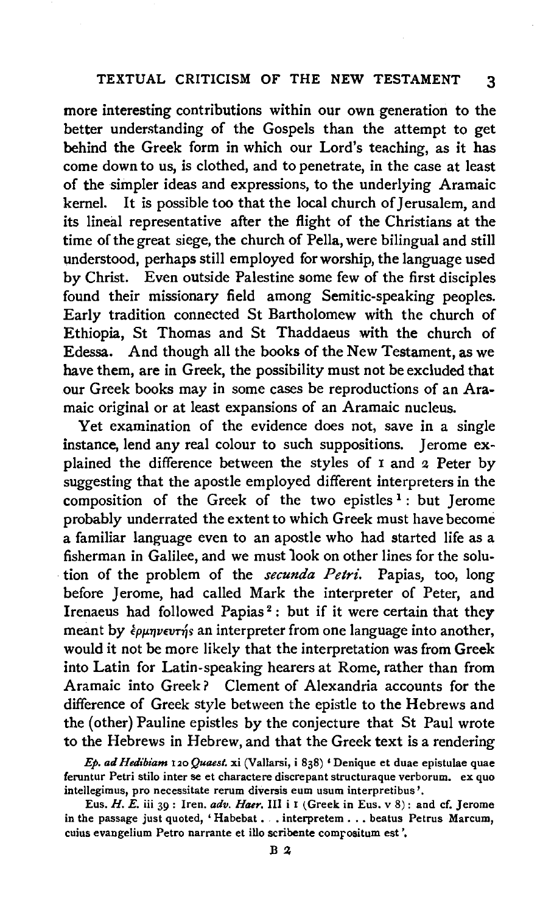more interesting contributions within our own generation to the better understanding of the Gospels than the attempt to get behind the Greek form in which our Lord's teaching, as it has come down to us, is clothed, and to penetrate, in the case at least of the simpler ideas and expressions, to the underlying Aramaic kernel. It is possible too that the local church of Jerusalem, and its lineal representative after the flight of the Christians at the time of the great siege, the church of Pella, were bilingual and still understood, perhaps still employed for worship, the language used by Christ. Even outside Palestine some few of the first disciples found their missionary field among Semitic-speaking peoples. Early tradition connected St Bartholomew with the church of Ethiopia, St Thomas and St Thaddaeus with the church of Edessa. And though all the books of the New Testament, as we have them, are in Greek, the possibility must not be excluded that our Greek books may in some cases be reproductions of an Aramaic original or at least expansions of an Aramaic nucleus.

Yet examination of the evidence does not, save in a single instance, lend any real colour to such suppositions. Jerome explained the difference between the styles of 1 and 2 Peter by suggesting that the apostle employed different interpreters in the composition of the Greek of the two epistles[1]: but Jerome probably underrated the extent to which Greek must have become a familiar language even to an apostle who had started life as a fisherman in Galilee, and we must look on other lines for the solution of the problem of the *secunda Petri*. Papias, too, long before Jerome, had called Mark the interpreter of Peter, and Irenaeus had followed Papias[2]: but if it were certain that they meant by ἑρμηνευτής an interpreter from one language into another, would it not be more likely that the interpretation was from Greek into Latin for Latin-speaking hearers at Rome, rather than from Aramaic into Greek? Clement of Alexandria accounts for the difference of Greek style between the epistle to the Hebrews and the (other) Pauline epistles by the conjecture that St Paul wrote to the Hebrews in Hebrew, and that the Greek text is a rendering

[1] *Ep. ad Hedibiam* 120 *Quaest.* xi (Vallarsi, i 838) 'Denique et duae epistulae quae feruntur Petri stilo inter se et charactere discrepant structuraque verborum. ex quo intellegimus, pro necessitate rerum diversis eum usum interpretibus'.

[2] Eus. *H. E.* iii 39: Iren. *adv. Haer.* III i 1 (Greek in Eus. v 8): and cf. Jerome in the passage just quoted, 'Habebat . . . interpretem . . . beatus Petrus Marcum, cuius evangelium Petro narrante et illo scribente compositum est'.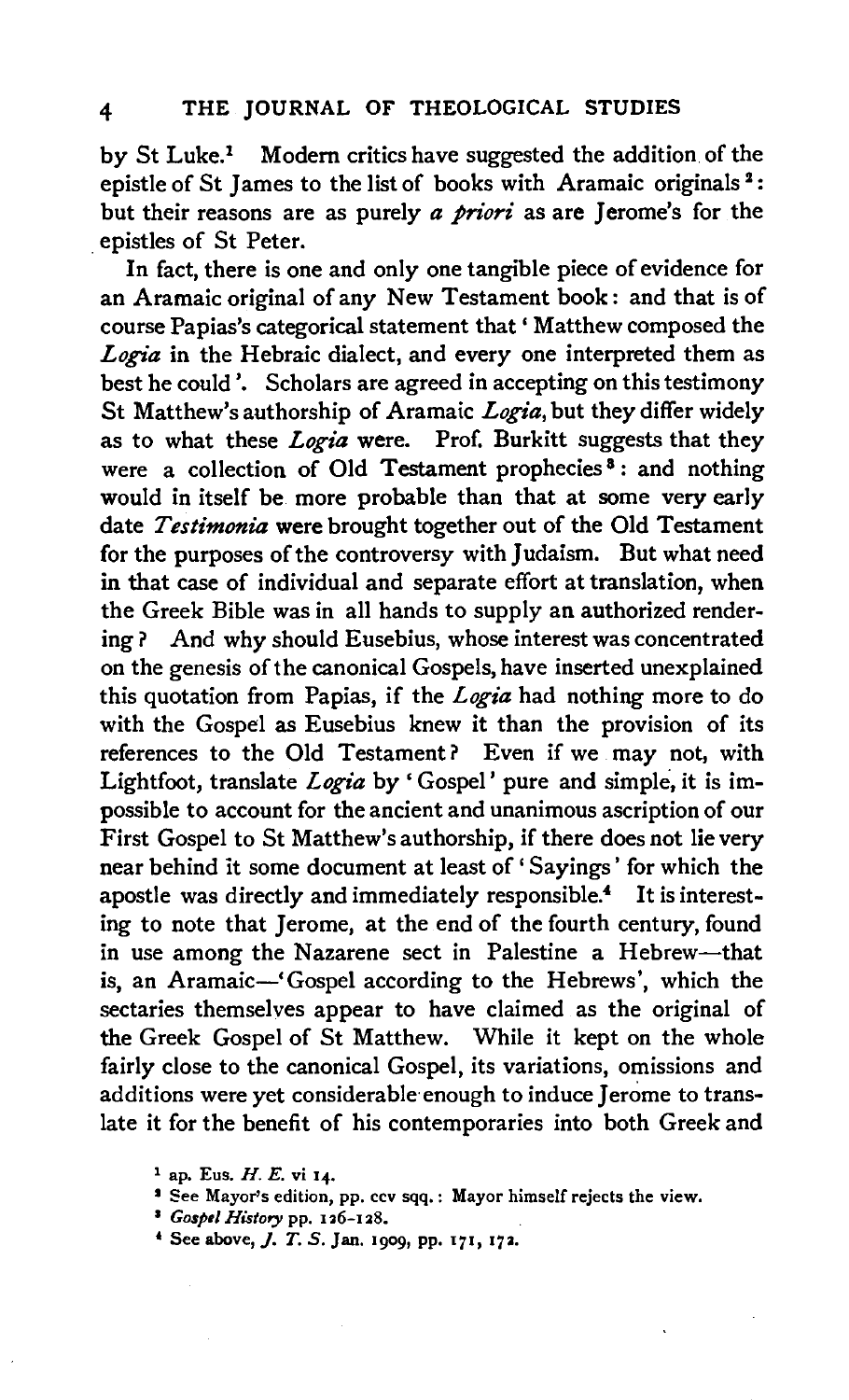by St Luke.[1] Modern critics have suggested the addition of the epistle of St James to the list of books with Aramaic originals[2]: but their reasons are as purely *a priori* as are Jerome's for the epistles of St Peter.

In fact, there is one and only one tangible piece of evidence for an Aramaic original of any New Testament book: and that is of course Papias's categorical statement that 'Matthew composed the *Logia* in the Hebraic dialect, and every one interpreted them as best he could'. Scholars are agreed in accepting on this testimony St Matthew's authorship of Aramaic *Logia*, but they differ widely as to what these *Logia* were. Prof. Burkitt suggests that they were a collection of Old Testament prophecies[3]: and nothing would in itself be more probable than that at some very early date *Testimonia* were brought together out of the Old Testament for the purposes of the controversy with Judaism. But what need in that case of individual and separate effort at translation, when the Greek Bible was in all hands to supply an authorized rendering? And why should Eusebius, whose interest was concentrated on the genesis of the canonical Gospels, have inserted unexplained this quotation from Papias, if the *Logia* had nothing more to do with the Gospel as Eusebius knew it than the provision of its references to the Old Testament? Even if we may not, with Lightfoot, translate *Logia* by 'Gospel' pure and simple, it is impossible to account for the ancient and unanimous ascription of our First Gospel to St Matthew's authorship, if there does not lie very near behind it some document at least of 'Sayings' for which the apostle was directly and immediately responsible.[4] It is interesting to note that Jerome, at the end of the fourth century, found in use among the Nazarene sect in Palestine a Hebrew—that is, an Aramaic—'Gospel according to the Hebrews', which the sectaries themselves appear to have claimed as the original of the Greek Gospel of St Matthew. While it kept on the whole fairly close to the canonical Gospel, its variations, omissions and additions were yet considerable enough to induce Jerome to translate it for the benefit of his contemporaries into both Greek and

[1] ap. Eus. *H. E.* vi 14.

[2] See Mayor's edition, pp. ccv sqq.: Mayor himself rejects the view.

[3] *Gospel History* pp. 126–128.

[4] See above, *J. T. S.* Jan. 1909, pp. 171, 172.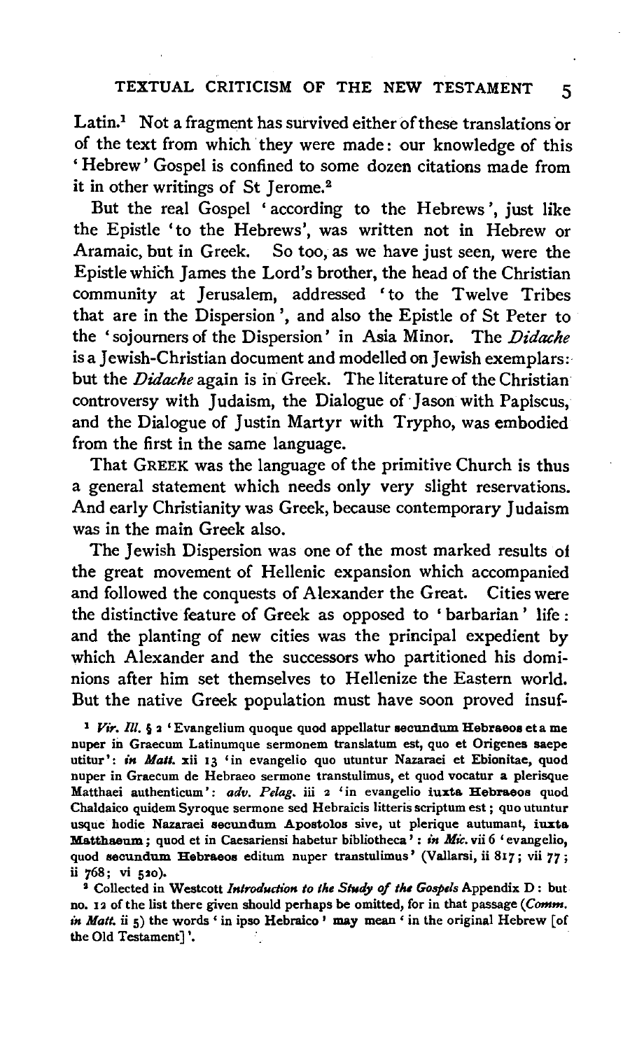Latin.[1] Not a fragment has survived either of these translations or of the text from which they were made: our knowledge of this 'Hebrew' Gospel is confined to some dozen citations made from it in other writings of St Jerome.[2]

But the real Gospel 'according to the Hebrews', just like the Epistle 'to the Hebrews', was written not in Hebrew or Aramaic, but in Greek. So too, as we have just seen, were the Epistle which James the Lord's brother, the head of the Christian community at Jerusalem, addressed 'to the Twelve Tribes that are in the Dispersion', and also the Epistle of St Peter to the 'sojourners of the Dispersion' in Asia Minor. The *Didache* is a Jewish-Christian document and modelled on Jewish exemplars: but the *Didache* again is in Greek. The literature of the Christian controversy with Judaism, the Dialogue of Jason with Papiscus, and the Dialogue of Justin Martyr with Trypho, was embodied from the first in the same language.

That GREEK was the language of the primitive Church is thus a general statement which needs only very slight reservations. And early Christianity was Greek, because contemporary Judaism was in the main Greek also.

The Jewish Dispersion was one of the most marked results of the great movement of Hellenic expansion which accompanied and followed the conquests of Alexander the Great. Cities were the distinctive feature of Greek as opposed to 'barbarian' life: and the planting of new cities was the principal expedient by which Alexander and the successors who partitioned his dominions after him set themselves to Hellenize the Eastern world. But the native Greek population must have soon proved insuf-

[1] *Vir. Ill.* § 2 'Evangelium quoque quod appellatur **secundum Hebraeos** et a me nuper in Graecum Latinumque sermonem translatum est, quo et Origenes saepe utitur': *in Matt.* xii 13 'in evangelio quo utuntur Nazaraei et Ebionitae, quod nuper in Graecum de Hebraeo sermone transtulimus, et quod vocatur a plerisque Matthaei authenticum': *adv. Pelag.* iii 2 'in evangelio **iuxta Hebraeos** quod Chaldaico quidem Syroque sermone sed Hebraicis litteris scriptum est; quo utuntur usque hodie Nazaraei **secundum** Apostolos sive, ut plerique autumant, **iuxta Matthaeum**; quod et in Caesariensi habetur bibliotheca': *in Mic.* vii 6 'evangelio, quod **secundum Hebraeos** editum nuper transtulimus' (Vallarsi, ii 817; vii 77; ii 768; vi 520).

[2] Collected in Westcott *Introduction to the Study of the Gospels* Appendix D: but no. 12 of the list there given should perhaps be omitted, for in that passage (*Comm. in Matt.* ii 5) the words 'in ipso Hebraico' may mean 'in the original Hebrew [of the Old Testament]'.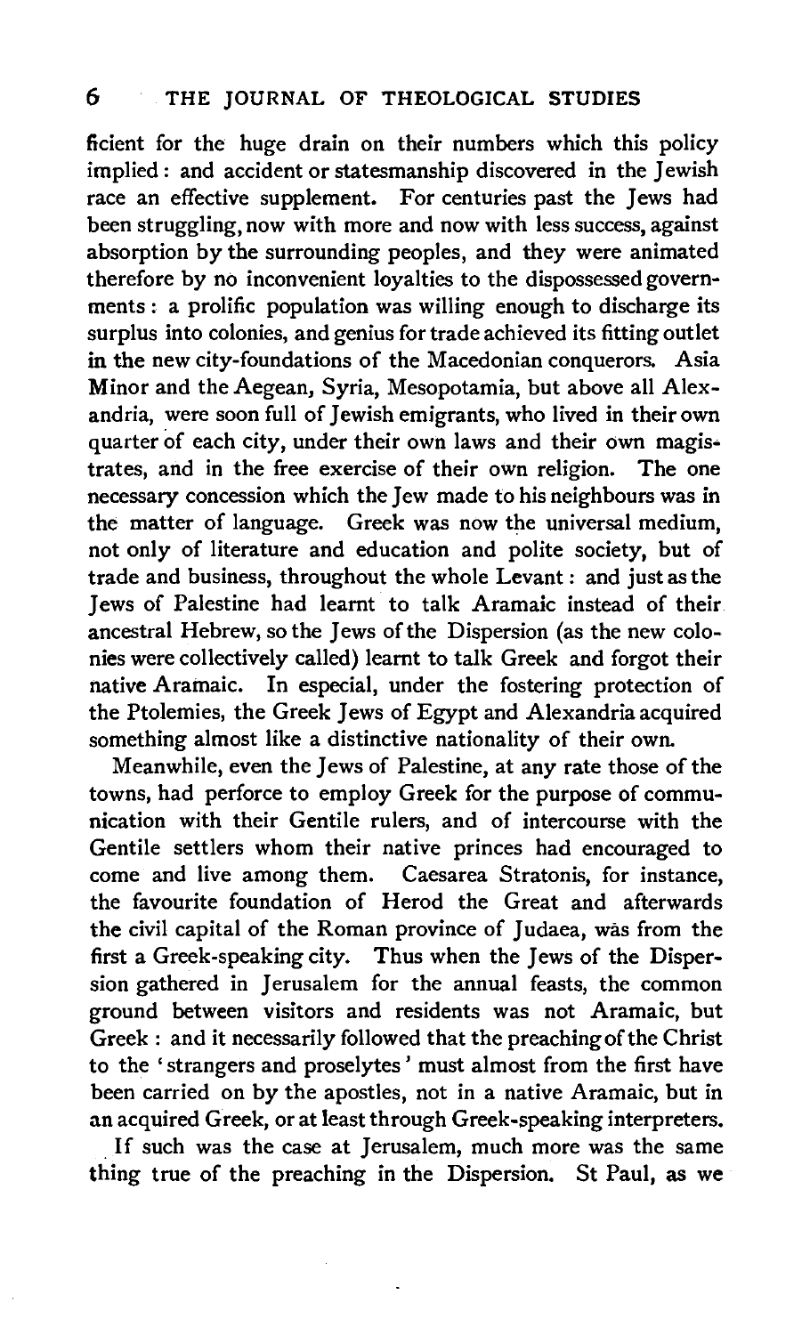ficient for the huge drain on their numbers which this policy implied: and accident or statesmanship discovered in the Jewish race an effective supplement. For centuries past the Jews had been struggling, now with more and now with less success, against absorption by the surrounding peoples, and they were animated therefore by no inconvenient loyalties to the dispossessed governments: a prolific population was willing enough to discharge its surplus into colonies, and genius for trade achieved its fitting outlet in the new city-foundations of the Macedonian conquerors. Asia Minor and the Aegean, Syria, Mesopotamia, but above all Alexandria, were soon full of Jewish emigrants, who lived in their own quarter of each city, under their own laws and their own magistrates, and in the free exercise of their own religion. The one necessary concession which the Jew made to his neighbours was in the matter of language. Greek was now the universal medium, not only of literature and education and polite society, but of trade and business, throughout the whole Levant: and just as the Jews of Palestine had learnt to talk Aramaic instead of their ancestral Hebrew, so the Jews of the Dispersion (as the new colonies were collectively called) learnt to talk Greek and forgot their native Aramaic. In especial, under the fostering protection of the Ptolemies, the Greek Jews of Egypt and Alexandria acquired something almost like a distinctive nationality of their own.

Meanwhile, even the Jews of Palestine, at any rate those of the towns, had perforce to employ Greek for the purpose of communication with their Gentile rulers, and of intercourse with the Gentile settlers whom their native princes had encouraged to come and live among them. Caesarea Stratonis, for instance, the favourite foundation of Herod the Great and afterwards the civil capital of the Roman province of Judaea, was from the first a Greek-speaking city. Thus when the Jews of the Dispersion gathered in Jerusalem for the annual feasts, the common ground between visitors and residents was not Aramaic, but Greek: and it necessarily followed that the preaching of the Christ to the 'strangers and proselytes' must almost from the first have been carried on by the apostles, not in a native Aramaic, but in an acquired Greek, or at least through Greek-speaking interpreters.

If such was the case at Jerusalem, much more was the same thing true of the preaching in the Dispersion. St Paul, as we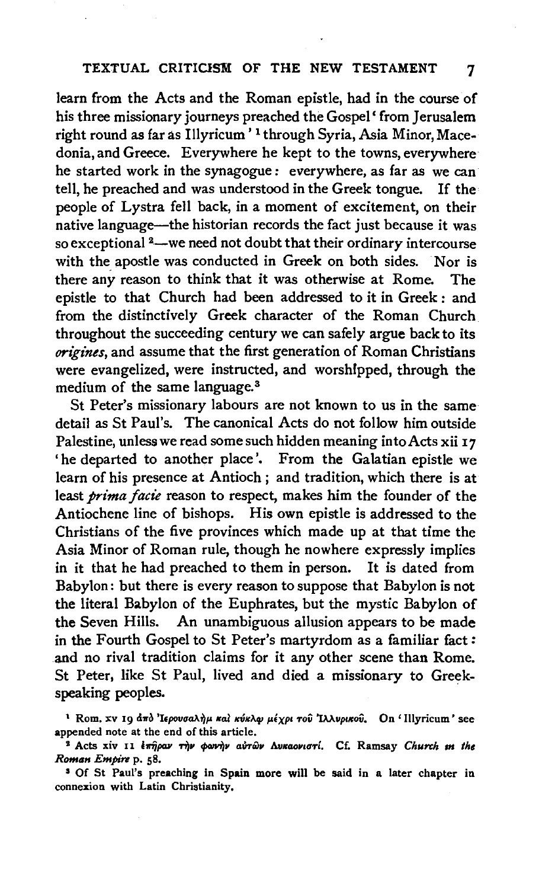learn from the Acts and the Roman epistle, had in the course of his three missionary journeys preached the Gospel 'from Jerusalem right round as far as Illyricum'[1] through Syria, Asia Minor, Macedonia, and Greece. Everywhere he kept to the towns, everywhere he started work in the synagogue: everywhere, as far as we can tell, he preached and was understood in the Greek tongue. If the people of Lystra fell back, in a moment of excitement, on their native language—the historian records the fact just because it was so exceptional[2]—we need not doubt that their ordinary intercourse with the apostle was conducted in Greek on both sides. Nor is there any reason to think that it was otherwise at Rome. The epistle to that Church had been addressed to it in Greek: and from the distinctively Greek character of the Roman Church throughout the succeeding century we can safely argue back to its *origines*, and assume that the first generation of Roman Christians were evangelized, were instructed, and worshipped, through the medium of the same language.[3]

St Peter's missionary labours are not known to us in the same detail as St Paul's. The canonical Acts do not follow him outside Palestine, unless we read some such hidden meaning into Acts xii 17 'he departed to another place'. From the Galatian epistle we learn of his presence at Antioch; and tradition, which there is at least *prima facie* reason to respect, makes him the founder of the Antiochene line of bishops. His own epistle is addressed to the Christians of the five provinces which made up at that time the Asia Minor of Roman rule, though he nowhere expressly implies in it that he had preached to them in person. It is dated from Babylon: but there is every reason to suppose that Babylon is not the literal Babylon of the Euphrates, but the mystic Babylon of the Seven Hills. An unambiguous allusion appears to be made in the Fourth Gospel to St Peter's martyrdom as a familiar fact: and no rival tradition claims for it any other scene than Rome. St Peter, like St Paul, lived and died a missionary to Greek-speaking peoples.

[1] Rom. xv 19 ἀπὸ Ἰερουσαλὴμ καὶ κύκλῳ μέχρι τοῦ Ἰλλυρικοῦ. On 'Illyricum' see appended note at the end of this article.

[2] Acts xiv 11 ἐπῆραν τὴν φωνὴν αὐτῶν Λυκαονιστί. Cf. Ramsay *Church in the Roman Empire* p. 58.

[3] Of St Paul's preaching in Spain more will be said in a later chapter in connexion with Latin Christianity.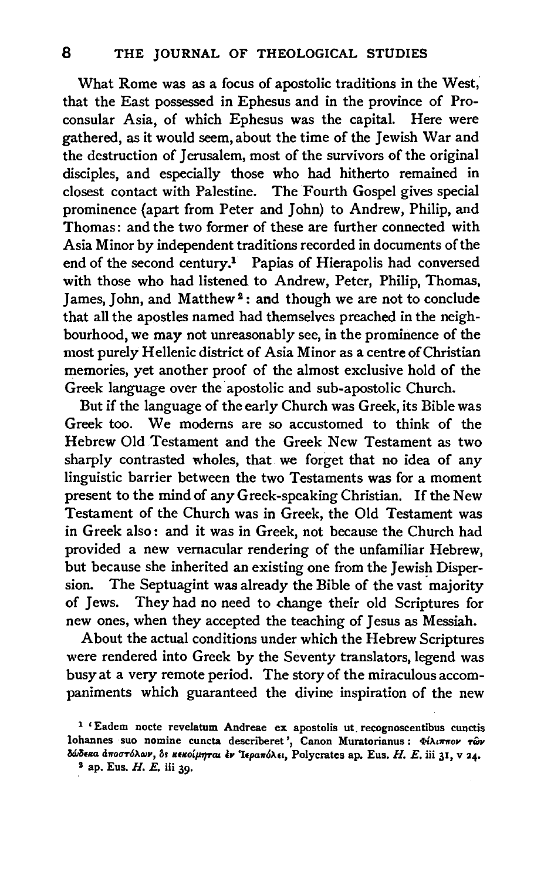What Rome was as a focus of apostolic traditions in the West, that the East possessed in Ephesus and in the province of Proconsular Asia, of which Ephesus was the capital. Here were gathered, as it would seem, about the time of the Jewish War and the destruction of Jerusalem, most of the survivors of the original disciples, and especially those who had hitherto remained in closest contact with Palestine. The Fourth Gospel gives special prominence (apart from Peter and John) to Andrew, Philip, and Thomas: and the two former of these are further connected with Asia Minor by independent traditions recorded in documents of the end of the second century.[1] Papias of Hierapolis had conversed with those who had listened to Andrew, Peter, Philip, Thomas, James, John, and Matthew[2]: and though we are not to conclude that all the apostles named had themselves preached in the neighbourhood, we may not unreasonably see, in the prominence of the most purely Hellenic district of Asia Minor as a centre of Christian memories, yet another proof of the almost exclusive hold of the Greek language over the apostolic and sub-apostolic Church.

But if the language of the early Church was Greek, its Bible was Greek too. We moderns are so accustomed to think of the Hebrew Old Testament and the Greek New Testament as two sharply contrasted wholes, that we forget that no idea of any linguistic barrier between the two Testaments was for a moment present to the mind of any Greek-speaking Christian. If the New Testament of the Church was in Greek, the Old Testament was in Greek also: and it was in Greek, not because the Church had provided a new vernacular rendering of the unfamiliar Hebrew, but because she inherited an existing one from the Jewish Dispersion. The Septuagint was already the Bible of the vast majority of Jews. They had no need to change their old Scriptures for new ones, when they accepted the teaching of Jesus as Messiah.

About the actual conditions under which the Hebrew Scriptures were rendered into Greek by the Seventy translators, legend was busy at a very remote period. The story of the miraculous accompaniments which guaranteed the divine inspiration of the new

[1] 'Eadem nocte revelatum Andreae ex apostolis ut recognoscentibus cunctis Iohannes suo nomine cuncta describeret', Canon Muratorianus: Φίλιππον τῶν δώδεκα ἀποστόλων, ὃς κεκοίμηται ἐν Ἱεραπόλει, Polycrates ap. Eus. *H. E.* iii 31, v 24.

[2] ap. Eus. *H. E.* iii 39.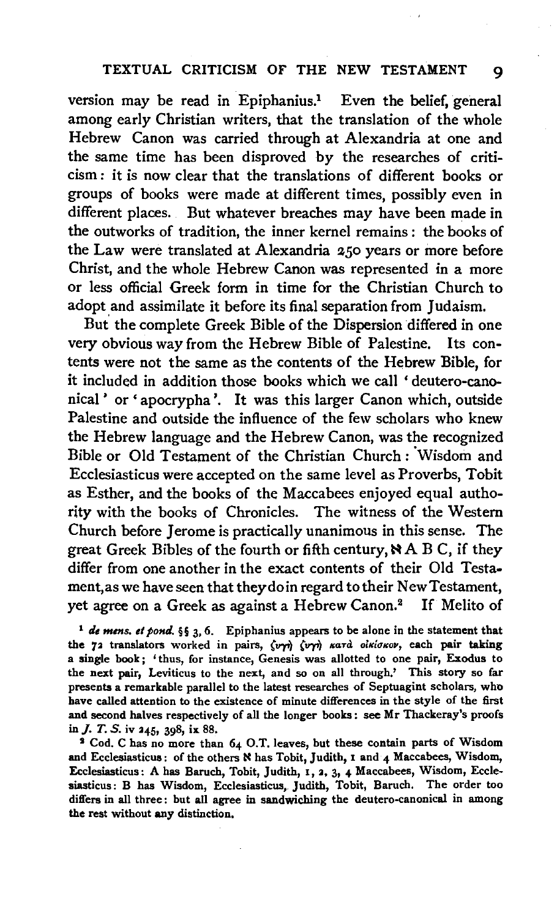version may be read in Epiphanius.[1] Even the belief, general among early Christian writers, that the translation of the whole Hebrew Canon was carried through at Alexandria at one and the same time has been disproved by the researches of criticism: it is now clear that the translations of different books or groups of books were made at different times, possibly even in different places. But whatever breaches may have been made in the outworks of tradition, the inner kernel remains: the books of the Law were translated at Alexandria 250 years or more before Christ, and the whole Hebrew Canon was represented in a more or less official Greek form in time for the Christian Church to adopt and assimilate it before its final separation from Judaism.

But the complete Greek Bible of the Dispersion differed in one very obvious way from the Hebrew Bible of Palestine. Its contents were not the same as the contents of the Hebrew Bible, for it included in addition those books which we call 'deutero-canonical' or 'apocrypha'. It was this larger Canon which, outside Palestine and outside the influence of the few scholars who knew the Hebrew language and the Hebrew Canon, was the recognized Bible or Old Testament of the Christian Church: Wisdom and Ecclesiasticus were accepted on the same level as Proverbs, Tobit as Esther, and the books of the Maccabees enjoyed equal authority with the books of Chronicles. The witness of the Western Church before Jerome is practically unanimous in this sense. The great Greek Bibles of the fourth or fifth century, ℵ A B C, if they differ from one another in the exact contents of their Old Testament, as we have seen that they do in regard to their New Testament, yet agree on a Greek as against a Hebrew Canon.[2] If Melito of

[1] *de mens. et pond.* §§ 3, 6. Epiphanius appears to be alone in the statement that the 72 translators worked in pairs, ζυγὴ ζυγὴ κατὰ οἰκίσκον, each pair taking a single book; 'thus, for instance, Genesis was allotted to one pair, Exodus to the next pair, Leviticus to the next, and so on all through.' This story so far presents a remarkable parallel to the latest researches of Septuagint scholars, who have called attention to the existence of minute differences in the style of the first and second halves respectively of all the longer books: see Mr Thackeray's proofs in *J. T. S.* iv 245, 398, ix 88.

[2] Cod. C has no more than 64 O.T. leaves, but these contain parts of Wisdom and Ecclesiasticus: of the others ℵ has Tobit, Judith, 1 and 4 Maccabees, Wisdom, Ecclesiasticus: A has Baruch, Tobit, Judith, 1, 2, 3, 4 Maccabees, Wisdom, Ecclesiasticus: B has Wisdom, Ecclesiasticus, Judith, Tobit, Baruch. The order too differs in all three: but all agree in sandwiching the deutero-canonical in among the rest without any distinction.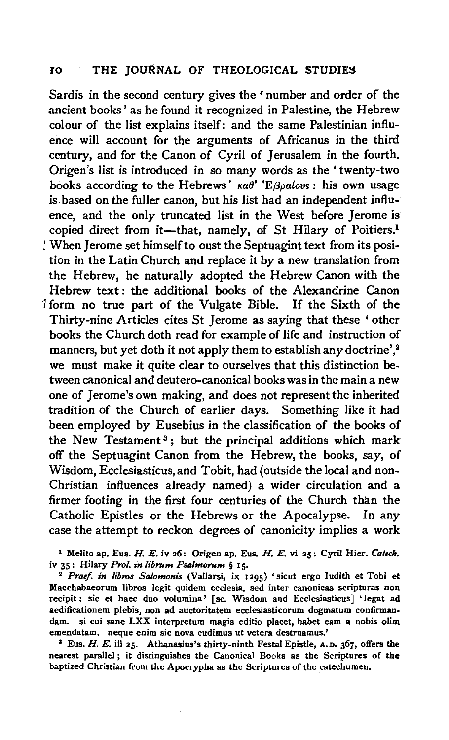Sardis in the second century gives the 'number and order of the ancient books' as he found it recognized in Palestine, the Hebrew colour of the list explains itself: and the same Palestinian influence will account for the arguments of Africanus in the third century, and for the Canon of Cyril of Jerusalem in the fourth. Origen's list is introduced in so many words as the 'twenty-two books according to the Hebrews' καθ' Ἑβραίους: his own usage is based on the fuller canon, but his list had an independent influence, and the only truncated list in the West before Jerome is copied direct from it—that, namely, of St Hilary of Poitiers.[1]

When Jerome set himself to oust the Septuagint text from its position in the Latin Church and replace it by a new translation from the Hebrew, he naturally adopted the Hebrew Canon with the Hebrew text: the additional books of the Alexandrine Canon form no true part of the Vulgate Bible. If the Sixth of the Thirty-nine Articles cites St Jerome as saying that these 'other books the Church doth read for example of life and instruction of manners, but yet doth it not apply them to establish any doctrine',[2] we must make it quite clear to ourselves that this distinction between canonical and deutero-canonical books was in the main a new one of Jerome's own making, and does not represent the inherited tradition of the Church of earlier days. Something like it had been employed by Eusebius in the classification of the books of the New Testament[3]; but the principal additions which mark off the Septuagint Canon from the Hebrew, the books, say, of Wisdom, Ecclesiasticus, and Tobit, had (outside the local and non-Christian influences already named) a wider circulation and a firmer footing in the first four centuries of the Church than the Catholic Epistles or the Hebrews or the Apocalypse. In any case the attempt to reckon degrees of canonicity implies a work

[1] Melito ap. Eus. *H. E.* iv 26: Origen ap. Eus. *H. E.* vi 25: Cyril Hier. *Catech.* iv 35: Hilary *Prol. in librum Psalmorum* § 15.

[2] *Praef. in libros Salomonis* (Vallarsi, ix 1295) 'sicut ergo Iudith et Tobi et Macchabaeorum libros legit quidem ecclesia, sed inter canonicas scripturas non recipit: sic et haec duo volumina' [sc. Wisdom and Ecclesiasticus] 'legat ad aedificationem plebis, non ad auctoritatem ecclesiasticorum dogmatum confirmandam. si cui sane LXX interpretum magis editio placet, habet eam a nobis olim emendatam. neque enim sic nova cudimus ut vetera destruamus.'

[3] Eus. *H. E.* iii 25. Athanasius's thirty-ninth Festal Epistle, A.D. 367, offers the nearest parallel; it distinguishes the Canonical Books as the Scriptures of the baptized Christian from the Apocrypha as the Scriptures of the catechumen.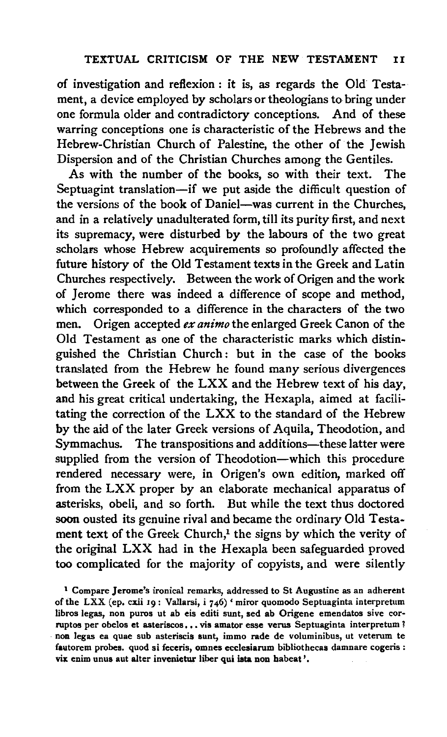of investigation and reflexion: it is, as regards the Old Testament, a device employed by scholars or theologians to bring under one formula older and contradictory conceptions. And of these warring conceptions one is characteristic of the Hebrews and the Hebrew-Christian Church of Palestine, the other of the Jewish Dispersion and of the Christian Churches among the Gentiles.

As with the number of the books, so with their text. The Septuagint translation—if we put aside the difficult question of the versions of the book of Daniel—was current in the Churches, and in a relatively unadulterated form, till its purity first, and next its supremacy, were disturbed by the labours of the two great scholars whose Hebrew acquirements so profoundly affected the future history of the Old Testament texts in the Greek and Latin Churches respectively. Between the work of Origen and the work of Jerome there was indeed a difference of scope and method, which corresponded to a difference in the characters of the two men. Origen accepted *ex animo* the enlarged Greek Canon of the Old Testament as one of the characteristic marks which distinguished the Christian Church: but in the case of the books translated from the Hebrew he found many serious divergences between the Greek of the LXX and the Hebrew text of his day, and his great critical undertaking, the Hexapla, aimed at facilitating the correction of the LXX to the standard of the Hebrew by the aid of the later Greek versions of Aquila, Theodotion, and Symmachus. The transpositions and additions—these latter were supplied from the version of Theodotion—which this procedure rendered necessary were, in Origen's own edition, marked off from the LXX proper by an elaborate mechanical apparatus of asterisks, obeli, and so forth. But while the text thus doctored soon ousted its genuine rival and became the ordinary Old Testament text of the Greek Church,[1] the signs by which the verity of the original LXX had in the Hexapla been safeguarded proved too complicated for the majority of copyists, and were silently

[1] Compare Jerome's ironical remarks, addressed to St Augustine as an adherent of the LXX (ep. cxii 19: Vallarsi, i 746) 'miror quomodo Septuaginta interpretum libros legas, non puros ut ab eis editi sunt, sed ab Origene emendatos sive corruptos per obelos et asteriscos... vis amator esse verus Septuaginta interpretum? non legas ea quae sub asteriscis sunt, immo rade de voluminibus, ut veterum te fautorem probes. quod si feceris, omnes ecclesiarum bibliothecas damnare cogeris: vix enim unus aut alter invenietur liber qui ista non habeat'.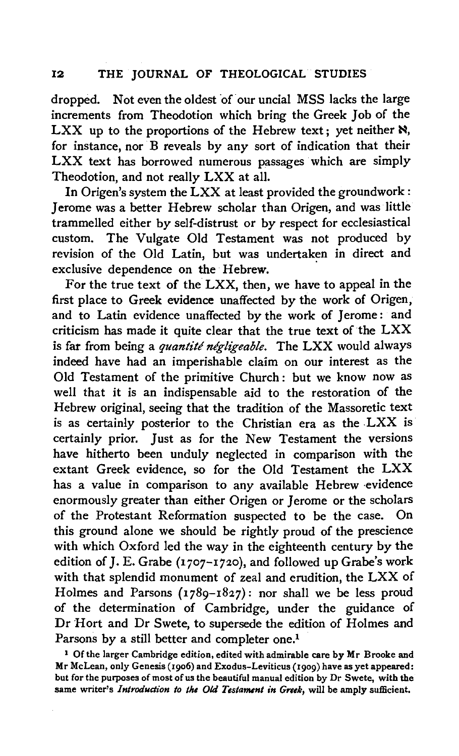dropped. Not even the oldest of our uncial MSS lacks the large increments from Theodotion which bring the Greek Job of the LXX up to the proportions of the Hebrew text; yet neither ℵ, for instance, nor B reveals by any sort of indication that their LXX text has borrowed numerous passages which are simply Theodotion, and not really LXX at all.

In Origen's system the LXX at least provided the groundwork: Jerome was a better Hebrew scholar than Origen, and was little trammelled either by self-distrust or by respect for ecclesiastical custom. The Vulgate Old Testament was not produced by revision of the Old Latin, but was undertaken in direct and exclusive dependence on the Hebrew.

For the true text of the LXX, then, we have to appeal in the first place to Greek evidence unaffected by the work of Origen, and to Latin evidence unaffected by the work of Jerome: and criticism has made it quite clear that the true text of the LXX is far from being a *quantité négligeable*. The LXX would always indeed have had an imperishable claim on our interest as the Old Testament of the primitive Church: but we know now as well that it is an indispensable aid to the restoration of the Hebrew original, seeing that the tradition of the Massoretic text is as certainly posterior to the Christian era as the LXX is certainly prior. Just as for the New Testament the versions have hitherto been unduly neglected in comparison with the extant Greek evidence, so for the Old Testament the LXX has a value in comparison to any available Hebrew evidence enormously greater than either Origen or Jerome or the scholars of the Protestant Reformation suspected to be the case. On this ground alone we should be rightly proud of the prescience with which Oxford led the way in the eighteenth century by the edition of J. E. Grabe (1707–1720), and followed up Grabe's work with that splendid monument of zeal and erudition, the LXX of Holmes and Parsons (1789–1827): nor shall we be less proud of the determination of Cambridge, under the guidance of Dr Hort and Dr Swete, to supersede the edition of Holmes and Parsons by a still better and completer one.[1]

[1] Of the larger Cambridge edition, edited with admirable care by Mr Brooke and Mr McLean, only Genesis (1906) and Exodus–Leviticus (1909) have as yet appeared: but for the purposes of most of us the beautiful manual edition by Dr Swete, with the same writer's *Introduction to the Old Testament in Greek*, will be amply sufficient.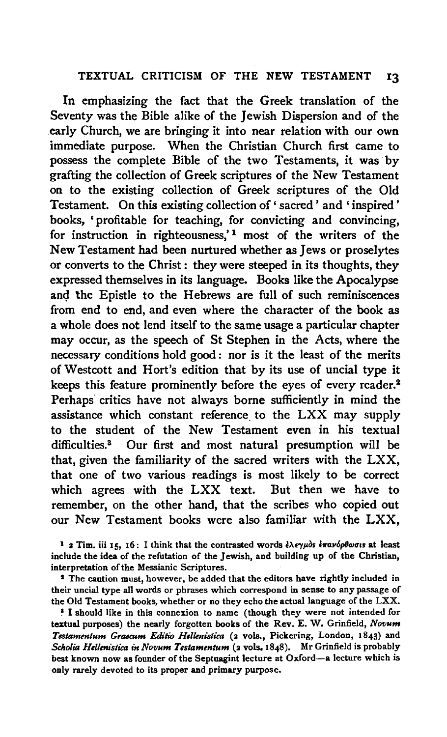In emphasizing the fact that the Greek translation of the Seventy was the Bible alike of the Jewish Dispersion and of the early Church, we are bringing it into near relation with our own immediate purpose. When the Christian Church first came to possess the complete Bible of the two Testaments, it was by grafting the collection of Greek scriptures of the New Testament on to the existing collection of Greek scriptures of the Old Testament. On this existing collection of 'sacred' and 'inspired' books, 'profitable for teaching, for convicting and convincing, for instruction in righteousness,'[1] most of the writers of the New Testament had been nurtured whether as Jews or proselytes or converts to the Christ: they were steeped in its thoughts, they expressed themselves in its language. Books like the Apocalypse and the Epistle to the Hebrews are full of such reminiscences from end to end, and even where the character of the book as a whole does not lend itself to the same usage a particular chapter may occur, as the speech of St Stephen in the Acts, where the necessary conditions hold good: nor is it the least of the merits of Westcott and Hort's edition that by its use of uncial type it keeps this feature prominently before the eyes of every reader.[2] Perhaps critics have not always borne sufficiently in mind the assistance which constant reference to the LXX may supply to the student of the New Testament even in his textual difficulties.[3] Our first and most natural presumption will be that, given the familiarity of the sacred writers with the LXX, that one of two various readings is most likely to be correct which agrees with the LXX text. But then we have to remember, on the other hand, that the scribes who copied out our New Testament books were also familiar with the LXX,

[1] 2 Tim. iii 15, 16: I think that the contrasted words ἐλεγμὸς ἐπανόρθωσις at least include the idea of the refutation of the Jewish, and building up of the Christian, interpretation of the Messianic Scriptures.

[2] The caution must, however, be added that the editors have rightly included in their uncial type all words or phrases which correspond in sense to any passage of the Old Testament books, whether or no they echo the actual language of the LXX.

[3] I should like in this connexion to name (though they were not intended for textual purposes) the nearly forgotten books of the Rev. E. W. Grinfield, *Novum Testamentum Graecum Editio Hellenistica* (2 vols., Pickering, London, 1843) and *Scholia Hellenistica in Novum Testamentum* (2 vols. 1848). Mr Grinfield is probably best known now as founder of the Septuagint lecture at Oxford—a lecture which is only rarely devoted to its proper and primary purpose.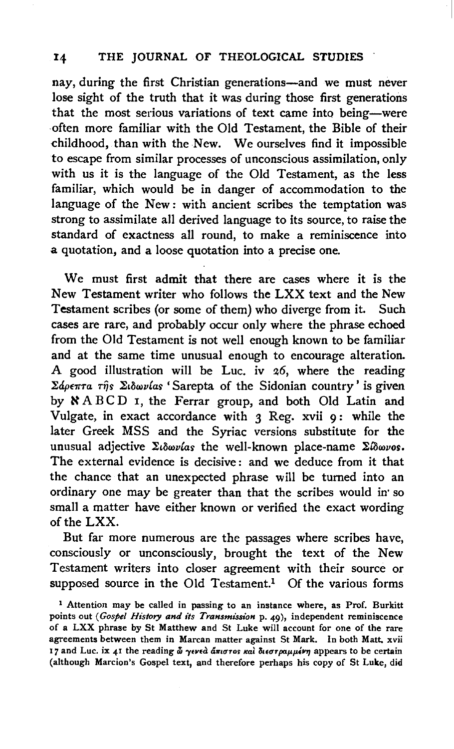nay, during the first Christian generations—and we must never lose sight of the truth that it was during those first generations that the most serious variations of text came into being—were often more familiar with the Old Testament, the Bible of their childhood, than with the New. We ourselves find it impossible to escape from similar processes of unconscious assimilation, only with us it is the language of the Old Testament, as the less familiar, which would be in danger of accommodation to the language of the New: with ancient scribes the temptation was strong to assimilate all derived language to its source, to raise the standard of exactness all round, to make a reminiscence into a quotation, and a loose quotation into a precise one.

We must first admit that there are cases where it is the New Testament writer who follows the LXX text and the New Testament scribes (or some of them) who diverge from it. Such cases are rare, and probably occur only where the phrase echoed from the Old Testament is not well enough known to be familiar and at the same time unusual enough to encourage alteration. A good illustration will be Luc. iv 26, where the reading Σάρεπτα τῆς Σιδωνίας 'Sarepta of the Sidonian country' is given by ℵ A B C D 1, the Ferrar group, and both Old Latin and Vulgate, in exact accordance with 3 Reg. xvii 9: while the later Greek MSS and the Syriac versions substitute for the unusual adjective Σιδωνίας the well-known place-name Σίδωνος. The external evidence is decisive: and we deduce from it that the chance that an unexpected phrase will be turned into an ordinary one may be greater than that the scribes would in so small a matter have either known or verified the exact wording of the LXX.

But far more numerous are the passages where scribes have, consciously or unconsciously, brought the text of the New Testament writers into closer agreement with their source or supposed source in the Old Testament.[1] Of the various forms

[1] Attention may be called in passing to an instance where, as Prof. Burkitt points out (*Gospel History and its Transmission* p. 49), independent reminiscence of a LXX phrase by St Matthew and St Luke will account for one of the rare agreements between them in Marcan matter against St Mark. In both Matt. xvii 17 and Luc. ix 41 the reading ὦ γενεὰ ἄπιστος καὶ διεστραμμένη appears to be certain (although Marcion's Gospel text, and therefore perhaps his copy of St Luke, did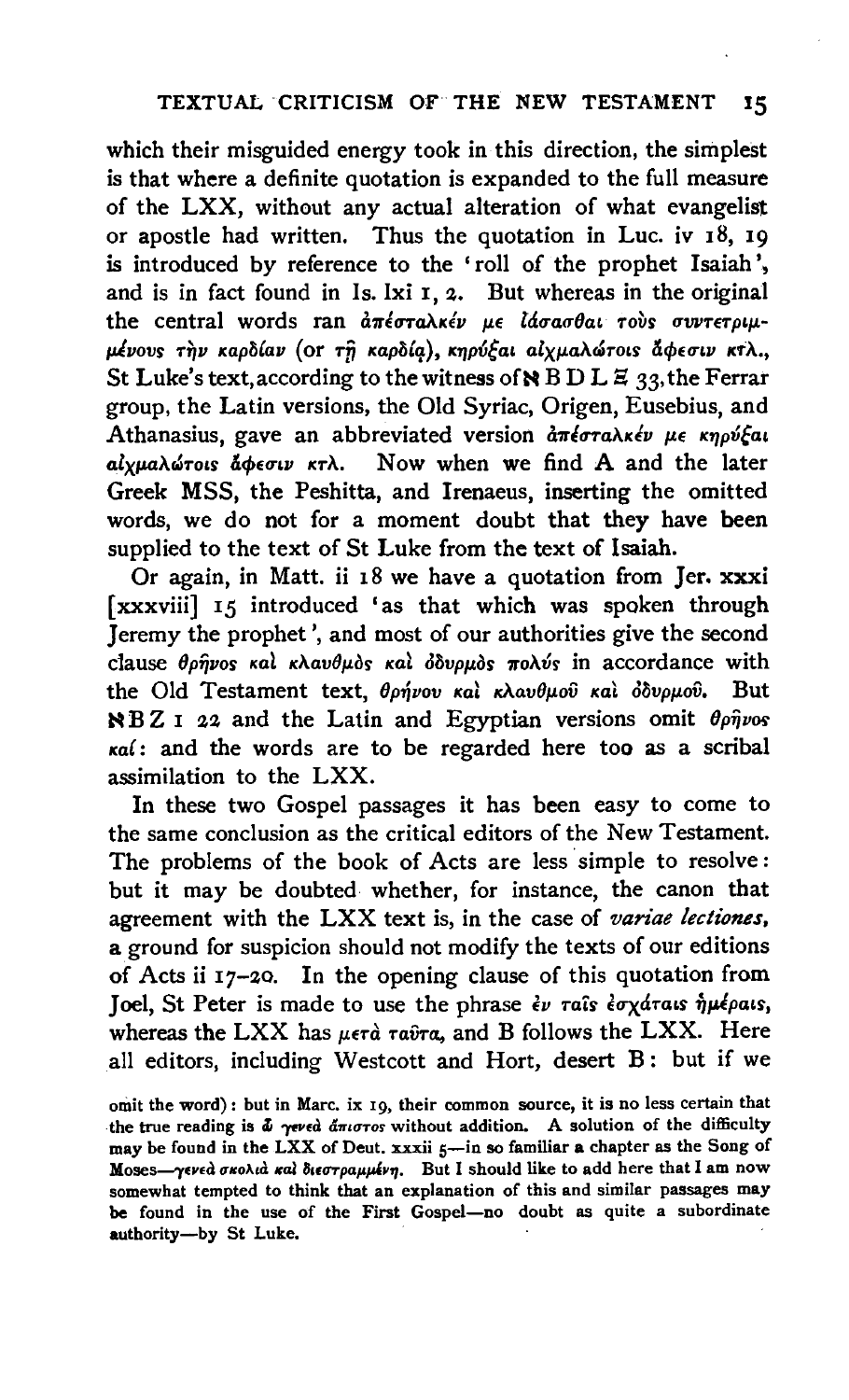which their misguided energy took in this direction, the simplest is that where a definite quotation is expanded to the full measure of the LXX, without any actual alteration of what evangelist or apostle had written. Thus the quotation in Luc. iv 18, 19 is introduced by reference to the 'roll of the prophet Isaiah', and is in fact found in Is. lxi 1, 2. But whereas in the original the central words ran ἀπέσταλκέν με ἰάσασθαι τοὺς συντετριμμένους τὴν καρδίαν (or τῇ καρδίᾳ), κηρύξαι αἰχμαλώτοις ἄφεσιν κτλ., St Luke's text, according to the witness of ℵ B D L Ξ 33, the Ferrar group, the Latin versions, the Old Syriac, Origen, Eusebius, and Athanasius, gave an abbreviated version ἀπέσταλκέν με κηρύξαι αἰχμαλώτοις ἄφεσιν κτλ. Now when we find A and the later Greek MSS, the Peshitta, and Irenaeus, inserting the omitted words, we do not for a moment doubt that they have been supplied to the text of St Luke from the text of Isaiah.

Or again, in Matt. ii 18 we have a quotation from Jer. xxxi [xxxviii] 15 introduced 'as that which was spoken through Jeremy the prophet', and most of our authorities give the second clause θρῆνος καὶ κλαυθμὸς καὶ ὀδυρμὸς πολύς in accordance with the Old Testament text, θρήνου καὶ κλαυθμοῦ καὶ ὀδυρμοῦ. But ℵ B Z 1 22 and the Latin and Egyptian versions omit θρῆνος καί: and the words are to be regarded here too as a scribal assimilation to the LXX.

In these two Gospel passages it has been easy to come to the same conclusion as the critical editors of the New Testament. The problems of the book of Acts are less simple to resolve: but it may be doubted whether, for instance, the canon that agreement with the LXX text is, in the case of *variae lectiones*, a ground for suspicion should not modify the texts of our editions of Acts ii 17–20. In the opening clause of this quotation from Joel, St Peter is made to use the phrase ἐν ταῖς ἐσχάταις ἡμέραις, whereas the LXX has μετὰ ταῦτα, and B follows the LXX. Here all editors, including Westcott and Hort, desert B: but if we

omit the word): but in Marc. ix 19, their common source, it is no less certain that the true reading is ὦ γενεὰ ἄπιστος without addition. A solution of the difficulty may be found in the LXX of Deut. xxxii 5—in so familiar a chapter as the Song of Moses—γενεὰ σκολιὰ καὶ διεστραμμένη. But I should like to add here that I am now somewhat tempted to think that an explanation of this and similar passages may be found in the use of the First Gospel—no doubt as quite a subordinate authority—by St Luke.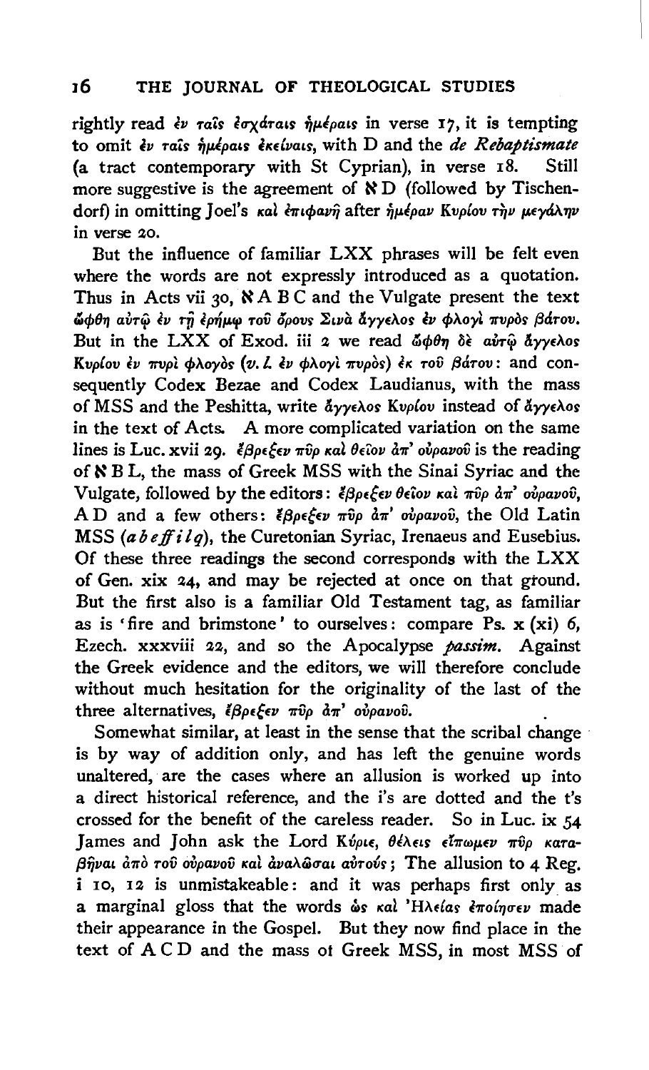rightly read ἐν ταῖς ἐσχάταις ἡμέραις in verse 17, it is tempting to omit ἐν ταῖς ἡμέραις ἐκείναις, with D and the *de Rebaptismate* (a tract contemporary with St Cyprian), in verse 18. Still more suggestive is the agreement of ℵ D (followed by Tischendorf) in omitting Joel's καὶ ἐπιφανῆ after ἡμέραν Κυρίου τὴν μεγάλην in verse 20.

But the influence of familiar LXX phrases will be felt even where the words are not expressly introduced as a quotation. Thus in Acts vii 30, ℵ A B C and the Vulgate present the text ὤφθη αὐτῷ ἐν τῇ ἐρήμῳ τοῦ ὄρους Σινὰ ἄγγελος ἐν φλογὶ πυρὸς βάτου. But in the LXX of Exod. iii 2 we read ὤφθη δὲ αὐτῷ ἄγγελος Κυρίου ἐν πυρὶ φλογὸς (*v. l.* ἐν φλογὶ πυρὸς) ἐκ τοῦ βάτου: and consequently Codex Bezae and Codex Laudianus, with the mass of MSS and the Peshitta, write ἄγγελος Κυρίου instead of ἄγγελος in the text of Acts. A more complicated variation on the same lines is Luc. xvii 29. ἔβρεξεν πῦρ καὶ θεῖον ἀπ' οὐρανοῦ is the reading of ℵ B L, the mass of Greek MSS with the Sinai Syriac and the Vulgate, followed by the editors: ἔβρεξεν θεῖον καὶ πῦρ ἀπ' οὐρανοῦ, A D and a few others: ἔβρεξεν πῦρ ἀπ' οὐρανοῦ, the Old Latin MSS (*a b e ff i l q*), the Curetonian Syriac, Irenaeus and Eusebius. Of these three readings the second corresponds with the LXX of Gen. xix 24, and may be rejected at once on that ground. But the first also is a familiar Old Testament tag, as familiar as is 'fire and brimstone' to ourselves: compare Ps. x (xi) 6, Ezech. xxxviii 22, and so the Apocalypse *passim*. Against the Greek evidence and the editors, we will therefore conclude without much hesitation for the originality of the last of the three alternatives, ἔβρεξεν πῦρ ἀπ' οὐρανοῦ.

Somewhat similar, at least in the sense that the scribal change is by way of addition only, and has left the genuine words unaltered, are the cases where an allusion is worked up into a direct historical reference, and the i's are dotted and the t's crossed for the benefit of the careless reader. So in Luc. ix 54 James and John ask the Lord Κύριε, θέλεις εἴπωμεν πῦρ καταβῆναι ἀπὸ τοῦ οὐρανοῦ καὶ ἀναλῶσαι αὐτούς; The allusion to 4 Reg. i 10, 12 is unmistakeable: and it was perhaps first only as a marginal gloss that the words ὡς καὶ Ἠλείας ἐποίησεν made their appearance in the Gospel. But they now find place in the text of A C D and the mass of Greek MSS, in most MSS of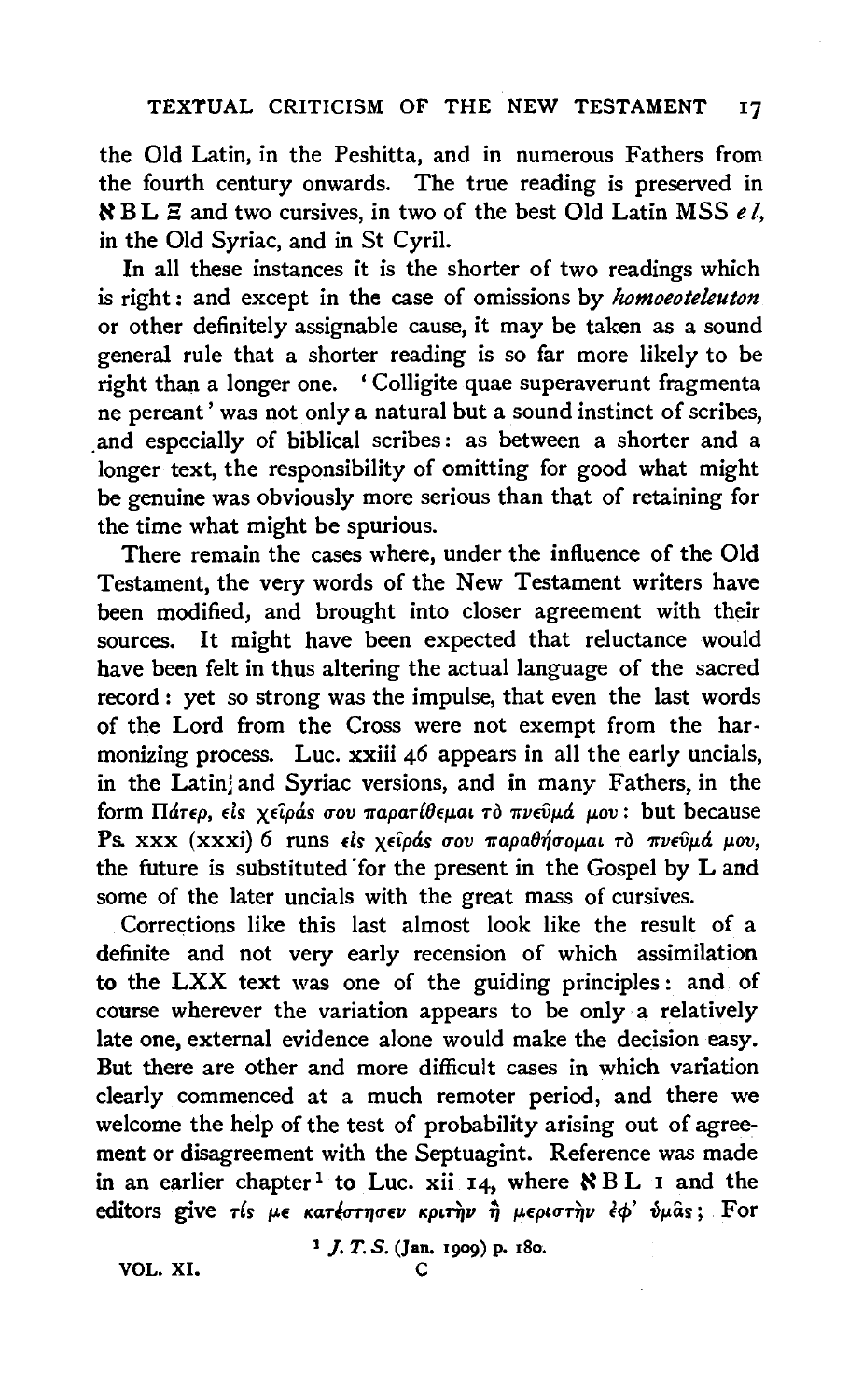the Old Latin, in the Peshitta, and in numerous Fathers from the fourth century onwards. The true reading is preserved in ℵ B L Ξ and two cursives, in two of the best Old Latin MSS *e l*, in the Old Syriac, and in St Cyril.

In all these instances it is the shorter of two readings which is right: and except in the case of omissions by *homoeoteleuton* or other definitely assignable cause, it may be taken as a sound general rule that a shorter reading is so far more likely to be right than a longer one. 'Colligite quae superaverunt fragmenta ne pereant' was not only a natural but a sound instinct of scribes, and especially of biblical scribes: as between a shorter and a longer text, the responsibility of omitting for good what might be genuine was obviously more serious than that of retaining for the time what might be spurious.

There remain the cases where, under the influence of the Old Testament, the very words of the New Testament writers have been modified, and brought into closer agreement with their sources. It might have been expected that reluctance would have been felt in thus altering the actual language of the sacred record: yet so strong was the impulse, that even the last words of the Lord from the Cross were not exempt from the harmonizing process. Luc. xxiii 46 appears in all the early uncials, in the Latin and Syriac versions, and in many Fathers, in the form Πάτερ, εἰς χεῖράς σου παρατίθεμαι τὸ πνεῦμά μου: but because Ps. xxx (xxxi) 6 runs εἰς χεῖράς σου παραθήσομαι τὸ πνεῦμά μου, the future is substituted for the present in the Gospel by **L** and some of the later uncials with the great mass of cursives.

Corrections like this last almost look like the result of a definite and not very early recension of which assimilation to the LXX text was one of the guiding principles: and of course wherever the variation appears to be only a relatively late one, external evidence alone would make the decision easy. But there are other and more difficult cases in which variation clearly commenced at a much remoter period, and there we welcome the help of the test of probability arising out of agreement or disagreement with the Septuagint. Reference was made in an earlier chapter[1] to Luc. xii 14, where ℵ B L 1 and the editors give τίς με κατέστησεν κριτὴν ἢ μεριστὴν ἐφ' ὑμᾶς; For

[1] *J. T. S.* (Jan. 1909) p. 180.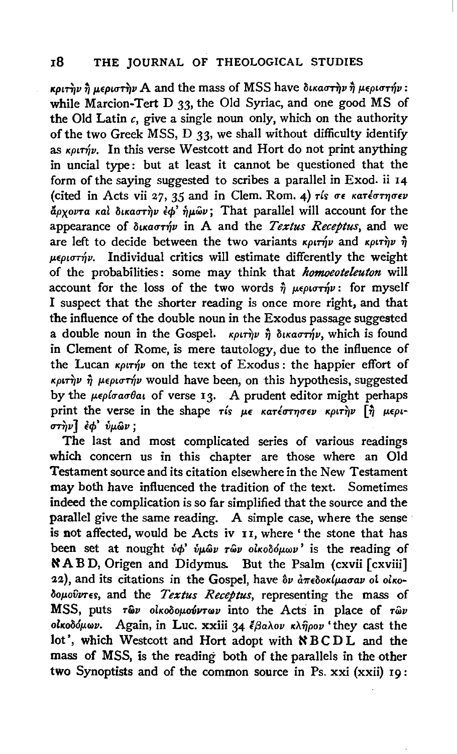κριτὴν ἢ μεριστὴν A and the mass of MSS have δικαστὴν ἢ μεριστήν: while Marcion-Tert D 33, the Old Syriac, and one good MS of the Old Latin *c*, give a single noun only, which on the authority of the two Greek MSS, D 33, we shall without difficulty identify as κριτήν. In this verse Westcott and Hort do not print anything in uncial type: but at least it cannot be questioned that the form of the saying suggested to scribes a parallel in Exod. ii 14 (cited in Acts vii 27, 35 and in Clem. Rom. 4) τίς σε κατέστησεν ἄρχοντα καὶ δικαστὴν ἐφ' ἡμῶν; That parallel will account for the appearance of δικαστήν in A and the *Textus Receptus*, and we are left to decide between the two variants κριτήν and κριτὴν ἢ μεριστήν. Individual critics will estimate differently the weight of the probabilities: some may think that ***homoeoteleuton*** will account for the loss of the two words ἢ μεριστήν: for myself I suspect that the shorter reading is once more right, and that the influence of the double noun in the Exodus passage suggested a double noun in the Gospel. κριτὴν ἢ δικαστήν, which is found in Clement of Rome, is mere tautology, due to the influence of the Lucan κριτήν on the text of Exodus: the happier effort of κριτὴν ἢ μεριστήν would have been, on this hypothesis, suggested by the μερίσασθαι of verse 13. A prudent editor might perhaps print the verse in the shape τίς με κατέστησεν κριτὴν [ἢ μεριστὴν] ἐφ' ὑμᾶν;

The last and most complicated series of various readings which concern us in this chapter are those where an Old Testament source and its citation elsewhere in the New Testament may both have influenced the tradition of the text. Sometimes indeed the complication is so far simplified that the source and the parallel give the same reading. A simple case, where the sense is not affected, would be Acts iv 11, where 'the stone that has been set at nought ὑφ' ὑμῶν τῶν οἰκοδόμων' is the reading of ℵ A B D, Origen and Didymus. But the Psalm (cxvii [cxviii] 22), and its citations in the Gospel, have ὃν ἀπεδοκίμασαν οἱ οἰκοδομοῦντες, and the *Textus Receptus*, representing the mass of MSS, puts τῶν οἰκοδομούντων into the Acts in place of τῶν οἰκοδόμων. Again, in Luc. xxiii 34 ἔβαλον κλῆρον 'they cast the lot', which Westcott and Hort adopt with ℵ B C D L and the mass of MSS, is the reading both of the parallels in the other two Synoptists and of the common source in Ps. xxi (xxii) 19: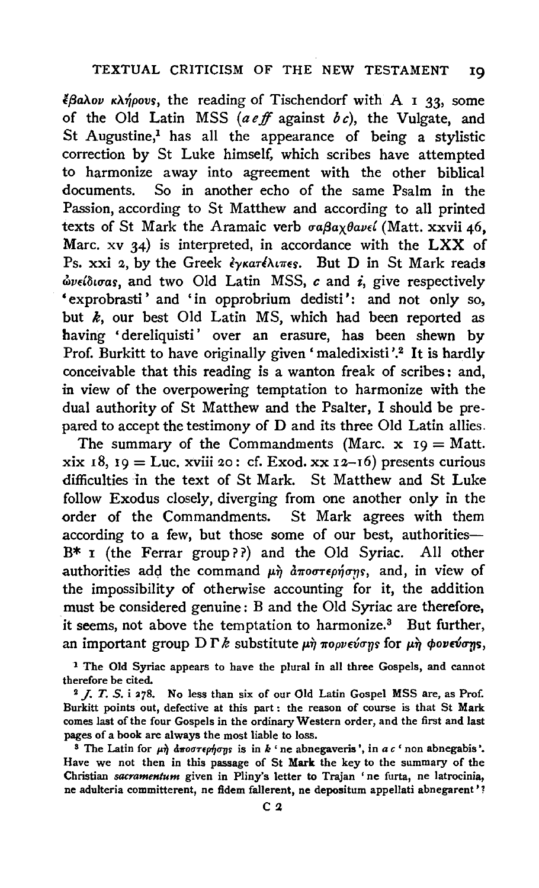ἔβαλον κλήρους, the reading of Tischendorf with A 1 33, some of the Old Latin MSS (*a e ff* against *b c*), the Vulgate, and St Augustine,[1] has all the appearance of being a stylistic correction by St Luke himself, which scribes have attempted to harmonize away into agreement with the other biblical documents. So in another echo of the same Psalm in the Passion, according to St Matthew and according to all printed texts of St Mark the Aramaic verb σαβαχθανεί (Matt. xxvii 46, Marc. xv 34) is interpreted, in accordance with the LXX of Ps. xxi 2, by the Greek ἐγκατέλιπες. But D in St Mark reads ὠνείδισας, and two Old Latin MSS, *c* and *i*, give respectively 'exprobrasti' and 'in opprobrium dedisti': and not only so, but *k*, our best Old Latin MS, which had been reported as having 'dereliquisti' over an erasure, has been shewn by Prof. Burkitt to have originally given 'maledixisti'.[2] It is hardly conceivable that this reading is a wanton freak of scribes: and, in view of the overpowering temptation to harmonize with the dual authority of St Matthew and the Psalter, I should be prepared to accept the testimony of D and its three Old Latin allies.

The summary of the Commandments (Marc. x 19 = Matt. xix 18, 19 = Luc. xviii 20: cf. Exod. xx 12–16) presents curious difficulties in the text of St Mark. St Matthew and St Luke follow Exodus closely, diverging from one another only in the order of the Commandments. St Mark agrees with them according to a few, but those some of our best, authorities—B* 1 (the Ferrar group??) and the Old Syriac. All other authorities add the command μὴ ἀποστερήσῃς, and, in view of the impossibility of otherwise accounting for it, the addition must be considered genuine: B and the Old Syriac are therefore, it seems, not above the temptation to harmonize.[3] But further, an important group D Γ *k* substitute μὴ πορνεύσῃς for μὴ φονεύσῃς,

---

[1] The Old Syriac appears to have the plural in all three Gospels, and cannot therefore be cited.

[2] *J. T. S.* i 278. No less than six of our Old Latin Gospel MSS are, as Prof. Burkitt points out, defective at this part: the reason of course is that St Mark comes last of the four Gospels in the ordinary Western order, and the first and last pages of a book are always the most liable to loss.

[3] The Latin for μὴ ἀποστερήσῃς is in *k* 'ne abnegaveris', in *a c* 'non abnegabis'. Have we not then in this passage of St Mark the key to the summary of the Christian *sacramentum* given in Pliny's letter to Trajan 'ne furta, ne latrocinia, ne adulteria committerent, ne fidem fallerent, ne depositum appellati abnegarent'?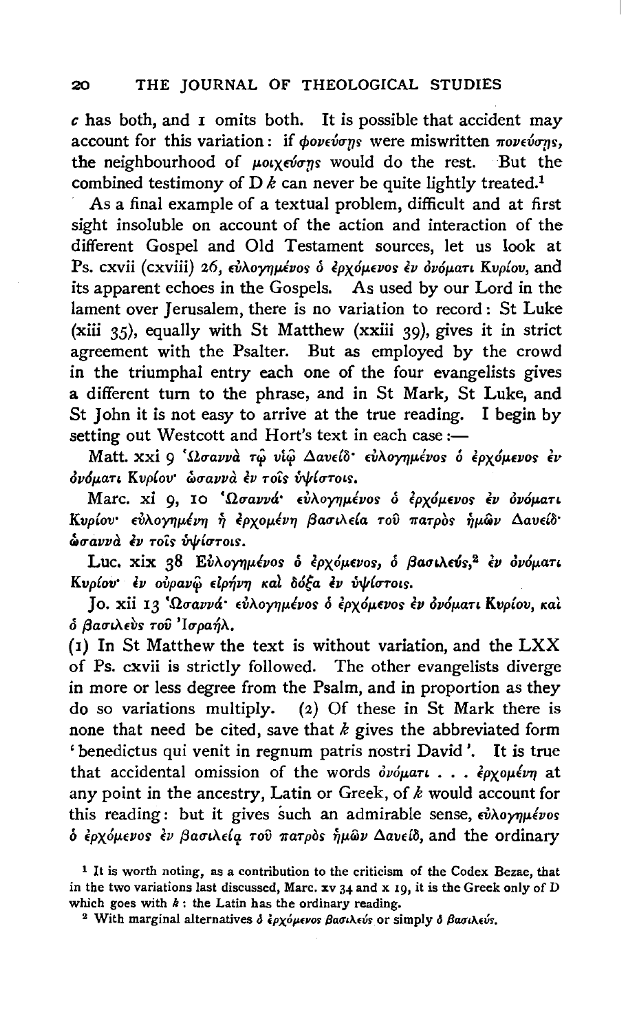*c* has both, and *i* omits both. It is possible that accident may account for this variation: if φονεύσῃς were miswritten πονεύσῃς, the neighbourhood of μοιχεύσῃς would do the rest. But the combined testimony of D *k* can never be quite lightly treated.[1]

As a final example of a textual problem, difficult and at first sight insoluble on account of the action and interaction of the different Gospel and Old Testament sources, let us look at Ps. cxvii (cxviii) 26, εὐλογημένος ὁ ἐρχόμενος ἐν ὀνόματι Κυρίου, and its apparent echoes in the Gospels. As used by our Lord in the lament over Jerusalem, there is no variation to record: St Luke (xiii 35), equally with St Matthew (xxiii 39), gives it in strict agreement with the Psalter. But as employed by the crowd in the triumphal entry each one of the four evangelists gives a different turn to the phrase, and in St Mark, St Luke, and St John it is not easy to arrive at the true reading. I begin by setting out Westcott and Hort's text in each case:—

Matt. xxi 9 Ὡσαννὰ τῷ υἱῷ Δαυείδ· εὐλογημένος ὁ ἐρχόμενος ἐν ὀνόματι Κυρίου· ὡσαννὰ ἐν τοῖς ὑψίστοις.

Marc. xi 9, 10 Ὡσαννά· εὐλογημένος ὁ ἐρχόμενος ἐν ὀνόματι Κυρίου· εὐλογημένη ἡ ἐρχομένη βασιλεία τοῦ πατρὸς ἡμῶν Δαυείδ· ὡσαννὰ ἐν τοῖς ὑψίστοις.

Luc. xix 38 Εὐλογημένος ὁ ἐρχόμενος, ὁ βασιλεύς,[2] ἐν ὀνόματι Κυρίου· ἐν οὐρανῷ εἰρήνη καὶ δόξα ἐν ὑψίστοις.

Jo. xii 13 Ὡσαννά· εὐλογημένος ὁ ἐρχόμενος ἐν ὀνόματι Κυρίου, καὶ ὁ βασιλεὺς τοῦ Ἰσραήλ.

(1) In St Matthew the text is without variation, and the LXX of Ps. cxvii is strictly followed. The other evangelists diverge in more or less degree from the Psalm, and in proportion as they do so variations multiply. (2) Of these in St Mark there is none that need be cited, save that *k* gives the abbreviated form 'benedictus qui venit in regnum patris nostri David'. It is true that accidental omission of the words ὀνόματι . . . ἐρχομένη at any point in the ancestry, Latin or Greek, of *k* would account for this reading: but it gives such an admirable sense, εὐλογημένος ὁ ἐρχόμενος ἐν βασιλείᾳ τοῦ πατρὸς ἡμῶν Δαυείδ, and the ordinary

[1] It is worth noting, as a contribution to the criticism of the Codex Bezae, that in the two variations last discussed, Marc. xv 34 and x 19, it is the Greek only of D which goes with *k*: the Latin has the ordinary reading.

[2] With marginal alternatives ὁ ἐρχόμενος βασιλεύς or simply ὁ βασιλεύς.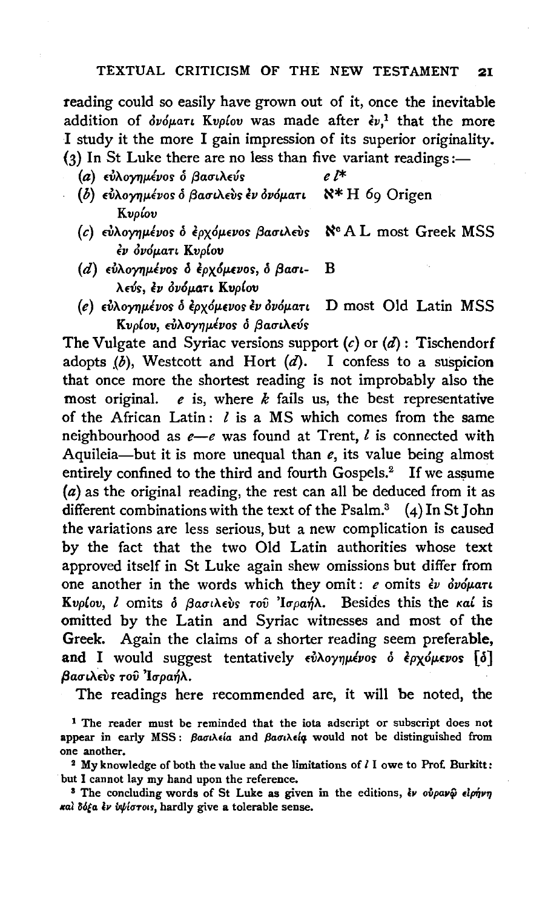reading could so easily have grown out of it, once the inevitable addition of ὀνόματι Κυρίου was made after ἐν,[1] that the more I study it the more I gain impression of its superior originality. (3) In St Luke there are no less than five variant readings:—

(*a*) εὐλογημένος ὁ βασιλεύς — *e l*\*

(*b*) εὐλογημένος ὁ βασιλεὺς ἐν ὀνόματι Κυρίου — ℵ\* H 69 Origen

(*c*) εὐλογημένος ὁ ἐρχόμενος βασιλεὺς ἐν ὀνόματι Κυρίου — ℵ$^c$ A L most Greek MSS

(*d*) εὐλογημένος ὁ ἐρχόμενος, ὁ βασιλεύς, ἐν ὀνόματι Κυρίου — B

(*e*) εὐλογημένος ὁ ἐρχόμενος ἐν ὀνόματι Κυρίου, εὐλογημένος ὁ βασιλεύς — D most Old Latin MSS

The Vulgate and Syriac versions support (*c*) or (*d*): Tischendorf adopts (*b*), Westcott and Hort (*d*). I confess to a suspicion that once more the shortest reading is not improbably also the most original. *e* is, where *k* fails us, the best representative of the African Latin: *l* is a MS which comes from the same neighbourhood as *e*—*e* was found at Trent, *l* is connected with Aquileia—but it is more unequal than *e*, its value being almost entirely confined to the third and fourth Gospels.[2] If we assume (*a*) as the original reading, the rest can all be deduced from it as different combinations with the text of the Psalm.[3] (4) In St John the variations are less serious, but a new complication is caused by the fact that the two Old Latin authorities whose text approved itself in St Luke again shew omissions but differ from one another in the words which they omit: *e* omits ἐν ὀνόματι Κυρίου, *l* omits ὁ βασιλεὺς τοῦ Ἰσραήλ. Besides this the καί is omitted by the Latin and Syriac witnesses and most of the Greek. Again the claims of a shorter reading seem preferable, and I would suggest tentatively εὐλογημένος ὁ ἐρχόμενος [ὁ] βασιλεὺς τοῦ Ἰσραήλ.

The readings here recommended are, it will be noted, the

[1] The reader must be reminded that the iota adscript or subscript does not appear in early MSS: βασιλεία and βασιλείᾳ would not be distinguished from one another.

[2] My knowledge of both the value and the limitations of *l* I owe to Prof. Burkitt: but I cannot lay my hand upon the reference.

[3] The concluding words of St Luke as given in the editions, ἐν οὐρανῷ εἰρήνη καὶ δόξα ἐν ὑψίστοις, hardly give a tolerable sense.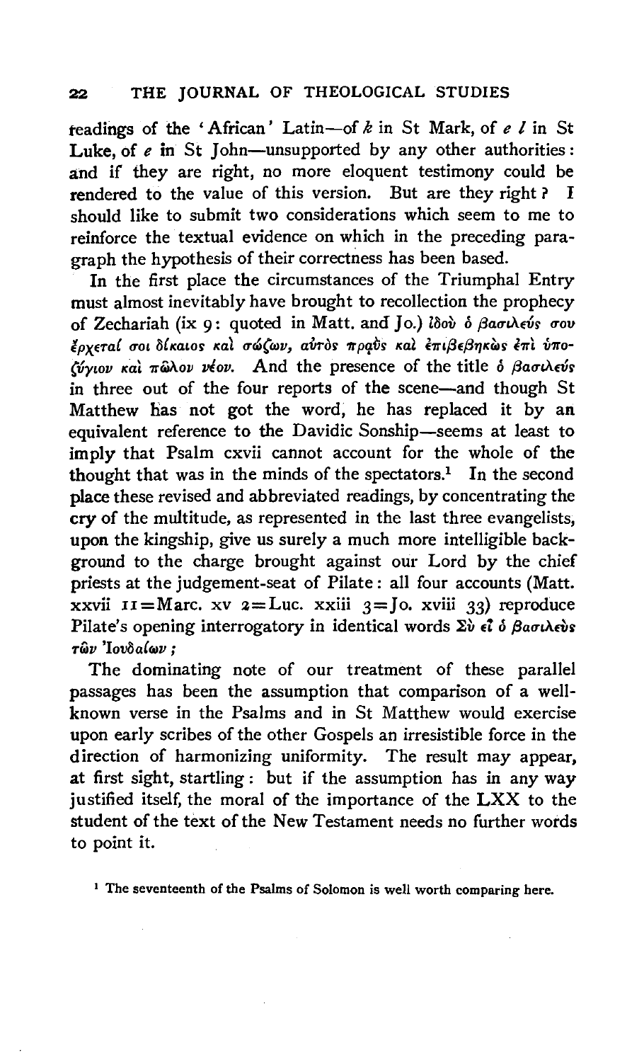readings of the 'African' Latin—of *k* in St Mark, of *e l* in St Luke, of *e* in St John—unsupported by any other authorities: and if they are right, no more eloquent testimony could be rendered to the value of this version. But are they right? I should like to submit two considerations which seem to me to reinforce the textual evidence on which in the preceding paragraph the hypothesis of their correctness has been based.

In the first place the circumstances of the Triumphal Entry must almost inevitably have brought to recollection the prophecy of Zechariah (ix 9: quoted in Matt. and Jo.) ἰδοὺ ὁ βασιλεύς σου ἔρχεταί σοι δίκαιος καὶ σῴζων, αὐτὸς πρᾳῢς καὶ ἐπιβεβηκὼς ἐπὶ ὑποζύγιον καὶ πῶλον νέον. And the presence of the title ὁ βασιλεύς in three out of the four reports of the scene—and though St Matthew has not got the word, he has replaced it by an equivalent reference to the Davidic Sonship—seems at least to imply that Psalm cxvii cannot account for the whole of the thought that was in the minds of the spectators.[1] In the second place these revised and abbreviated readings, by concentrating the cry of the multitude, as represented in the last three evangelists, upon the kingship, give us surely a much more intelligible background to the charge brought against our Lord by the chief priests at the judgement-seat of Pilate: all four accounts (Matt. xxvii 11 = Marc. xv 2 = Luc. xxiii 3 = Jo. xviii 33) reproduce Pilate's opening interrogatory in identical words Σὺ εἶ ὁ βασιλεὺς τῶν Ἰουδαίων;

The dominating note of our treatment of these parallel passages has been the assumption that comparison of a well-known verse in the Psalms and in St Matthew would exercise upon early scribes of the other Gospels an irresistible force in the direction of harmonizing uniformity. The result may appear, at first sight, startling: but if the assumption has in any way justified itself, the moral of the importance of the LXX to the student of the text of the New Testament needs no further words to point it.

[1] The seventeenth of the Psalms of Solomon is well worth comparing here.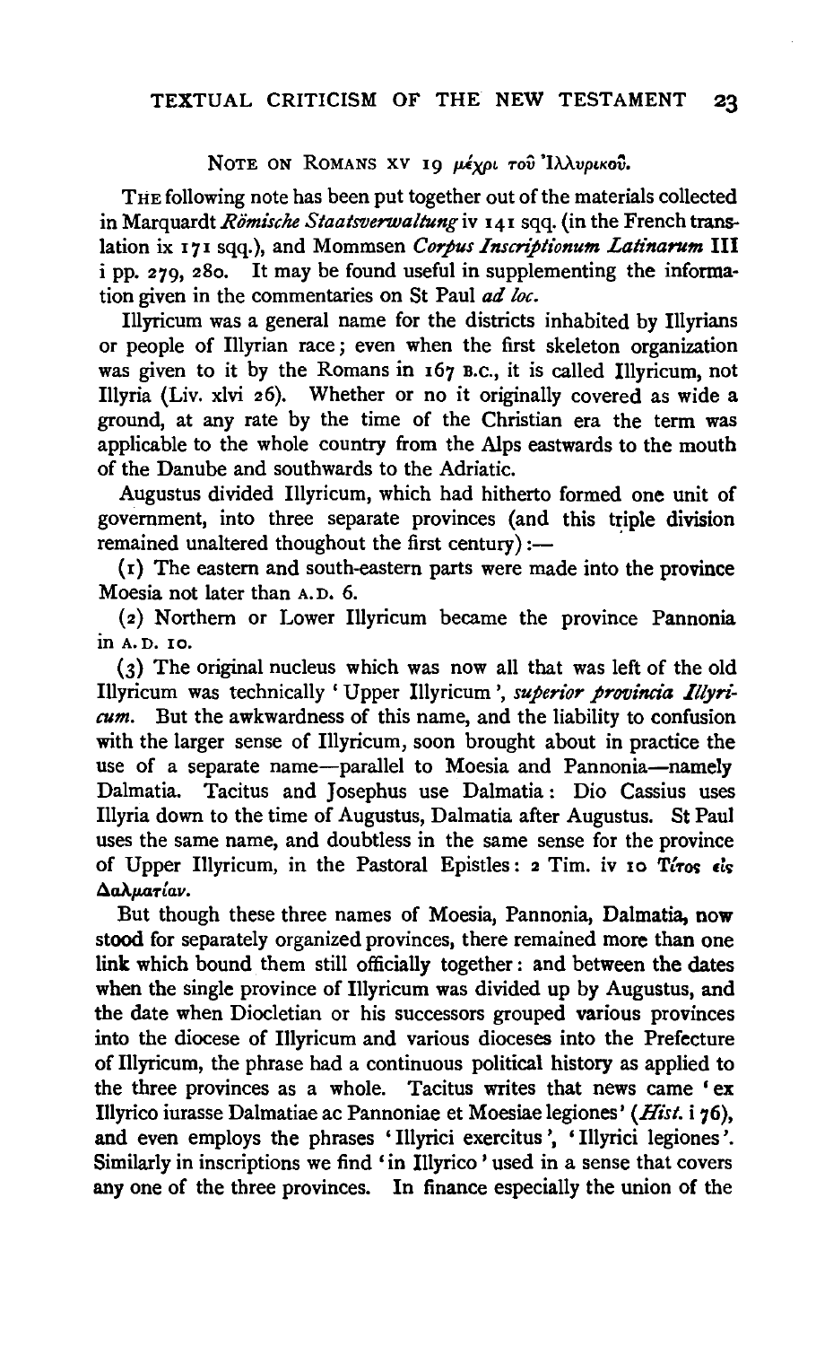## NOTE ON ROMANS XV 19 μέχρι τοῦ Ἰλλυρικοῦ.

THE following note has been put together out of the materials collected in Marquardt *Römische Staatsverwaltung* iv 141 sqq. (in the French translation ix 171 sqq.), and Mommsen *Corpus Inscriptionum Latinarum* III i pp. 279, 280. It may be found useful in supplementing the information given in the commentaries on St Paul *ad loc.*

Illyricum was a general name for the districts inhabited by Illyrians or people of Illyrian race; even when the first skeleton organization was given to it by the Romans in 167 B.C., it is called Illyricum, not Illyria (Liv. xlvi 26). Whether or no it originally covered as wide a ground, at any rate by the time of the Christian era the term was applicable to the whole country from the Alps eastwards to the mouth of the Danube and southwards to the Adriatic.

Augustus divided Illyricum, which had hitherto formed one unit of government, into three separate provinces (and this triple division remained unaltered thoughout the first century):—

(1) The eastern and south-eastern parts were made into the province Moesia not later than A.D. 6.

(2) Northern or Lower Illyricum became the province Pannonia in A.D. 10.

(3) The original nucleus which was now all that was left of the old Illyricum was technically 'Upper Illyricum', *superior provincia Illyricum*. But the awkwardness of this name, and the liability to confusion with the larger sense of Illyricum, soon brought about in practice the use of a separate name—parallel to Moesia and Pannonia—namely Dalmatia. Tacitus and Josephus use Dalmatia: Dio Cassius uses Illyria down to the time of Augustus, Dalmatia after Augustus. St Paul uses the same name, and doubtless in the same sense for the province of Upper Illyricum, in the Pastoral Epistles: 2 Tim. iv 10 Τίτος εἰς Δαλματίαν.

But though these three names of Moesia, Pannonia, Dalmatia, now stood for separately organized provinces, there remained more than one link which bound them still officially together: and between the dates when the single province of Illyricum was divided up by Augustus, and the date when Diocletian or his successors grouped various provinces into the diocese of Illyricum and various dioceses into the Prefecture of Illyricum, the phrase had a continuous political history as applied to the three provinces as a whole. Tacitus writes that news came 'ex Illyrico iurasse Dalmatiae ac Pannoniae et Moesiae legiones' (*Hist.* i 76), and even employs the phrases 'Illyrici exercitus', 'Illyrici legiones'. Similarly in inscriptions we find 'in Illyrico' used in a sense that covers any one of the three provinces. In finance especially the union of the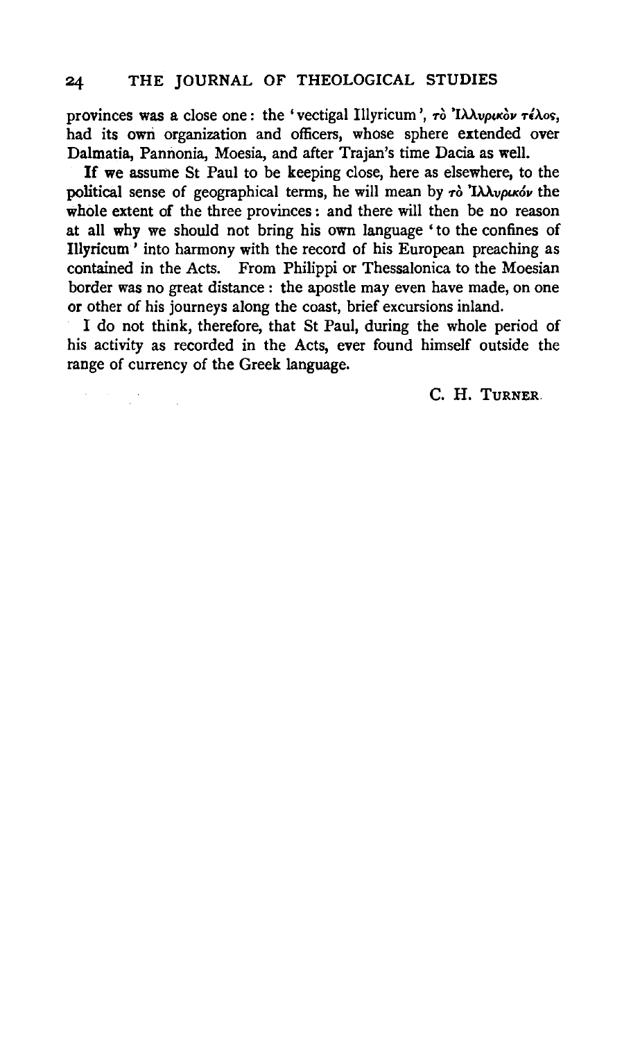provinces was a close one: the 'vectigal Illyricum', τὸ Ἰλλυρικὸν τέλος, had its own organization and officers, whose sphere extended over Dalmatia, Pannonia, Moesia, and after Trajan's time Dacia as well.

If we assume St Paul to be keeping close, here as elsewhere, to the political sense of geographical terms, he will mean by τὸ Ἰλλυρικόν the whole extent of the three provinces: and there will then be no reason at all why we should not bring his own language 'to the confines of Illyricum' into harmony with the record of his European preaching as contained in the Acts. From Philippi or Thessalonica to the Moesian border was no great distance: the apostle may even have made, on one or other of his journeys along the coast, brief excursions inland.

I do not think, therefore, that St Paul, during the whole period of his activity as recorded in the Acts, ever found himself outside the range of currency of the Greek language.

C. H. TURNER.